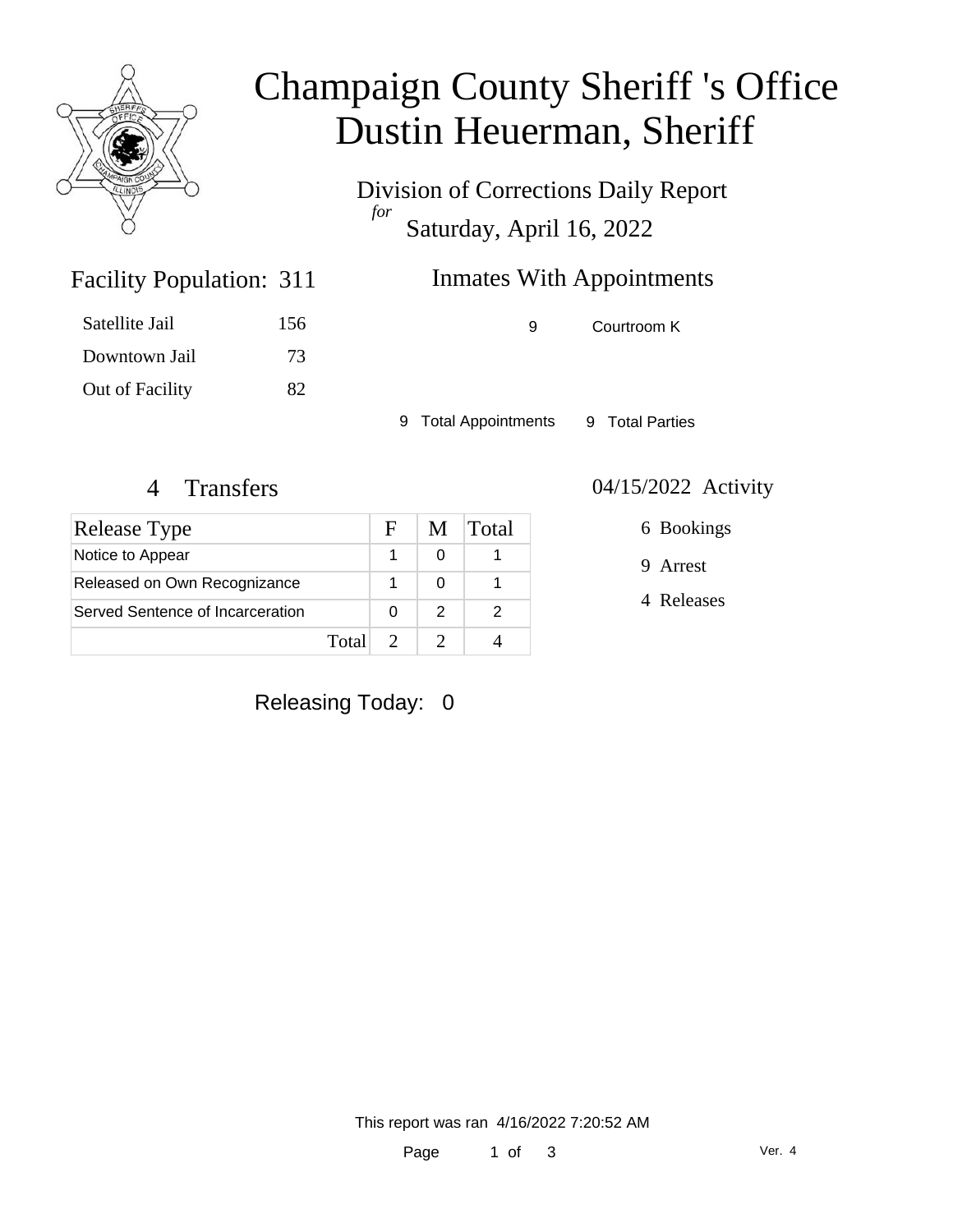# Champaign County Sheriff 's Office
# Dustin Heuerman, Sheriff

Division of Corrections Daily Report

*for*

Saturday, April 16, 2022

## Facility Population: 311

| | |
|---|---|
| Satellite Jail | 156 |
| Downtown Jail | 73 |
| Out of Facility | 82 |

## Inmates With Appointments

| | |
|---|---|
| 9 | Courtroom K |

9 Total Appointments 9 Total Parties

## 4 Transfers

| Release Type | F | M | Total |
|---|---|---|---|
| Notice to Appear | 1 | 0 | 1 |
| Released on Own Recognizance | 1 | 0 | 1 |
| Served Sentence of Incarceration | 0 | 2 | 2 |
| Total | 2 | 2 | 4 |

## 04/15/2022 Activity

6 Bookings

9 Arrest

4 Releases

Releasing Today: 0

This report was ran 4/16/2022 7:20:52 AM

Ver. 4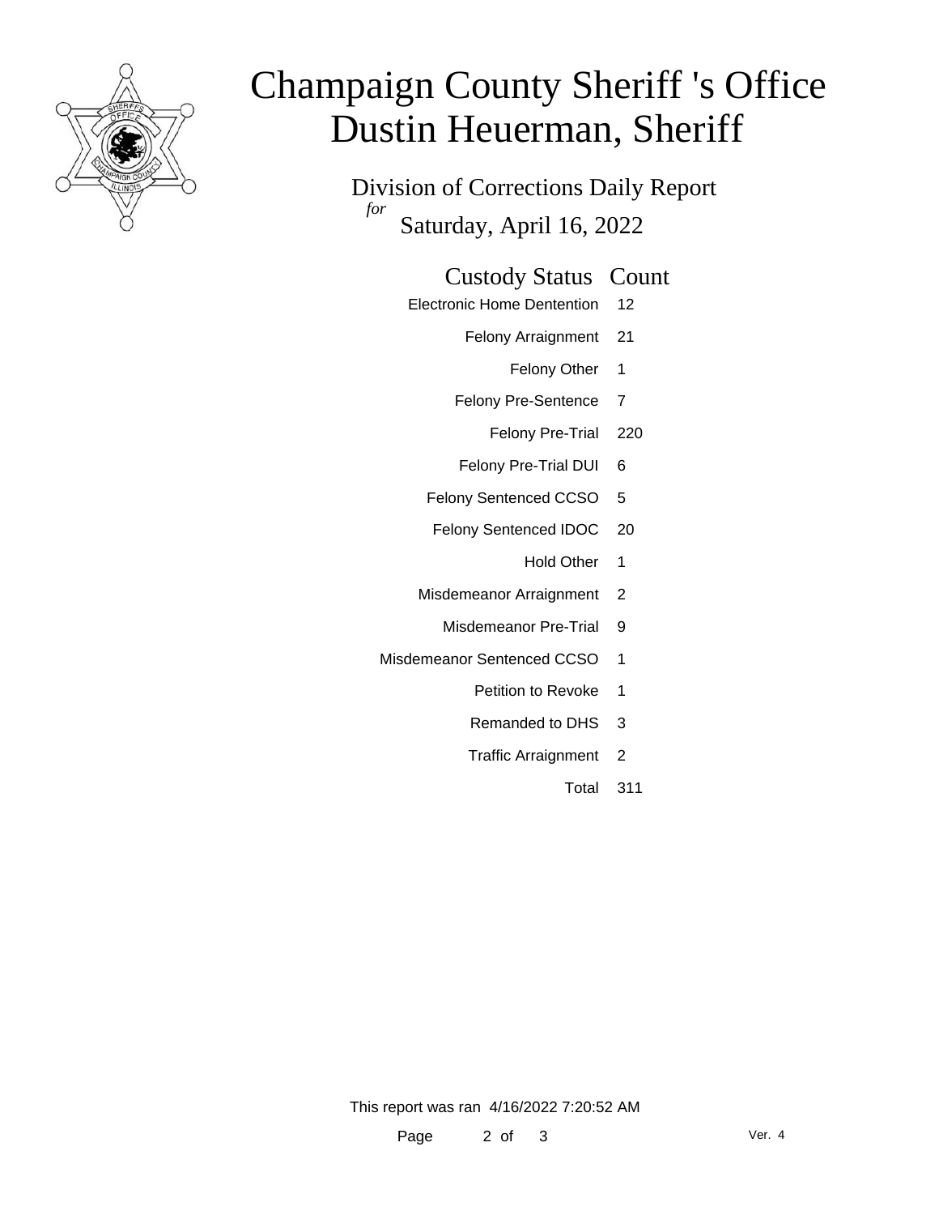# Champaign County Sheriff 's Office
# Dustin Heuerman, Sheriff

## Division of Corrections Daily Report
*for*
Saturday, April 16, 2022

| Custody Status | Count |
|---|---|
| Electronic Home Dentention | 12 |
| Felony Arraignment | 21 |
| Felony Other | 1 |
| Felony Pre-Sentence | 7 |
| Felony Pre-Trial | 220 |
| Felony Pre-Trial DUI | 6 |
| Felony Sentenced CCSO | 5 |
| Felony Sentenced IDOC | 20 |
| Hold Other | 1 |
| Misdemeanor Arraignment | 2 |
| Misdemeanor Pre-Trial | 9 |
| Misdemeanor Sentenced CCSO | 1 |
| Petition to Revoke | 1 |
| Remanded to DHS | 3 |
| Traffic Arraignment | 2 |
| Total | 311 |

This report was ran 4/16/2022 7:20:52 AM

Ver. 4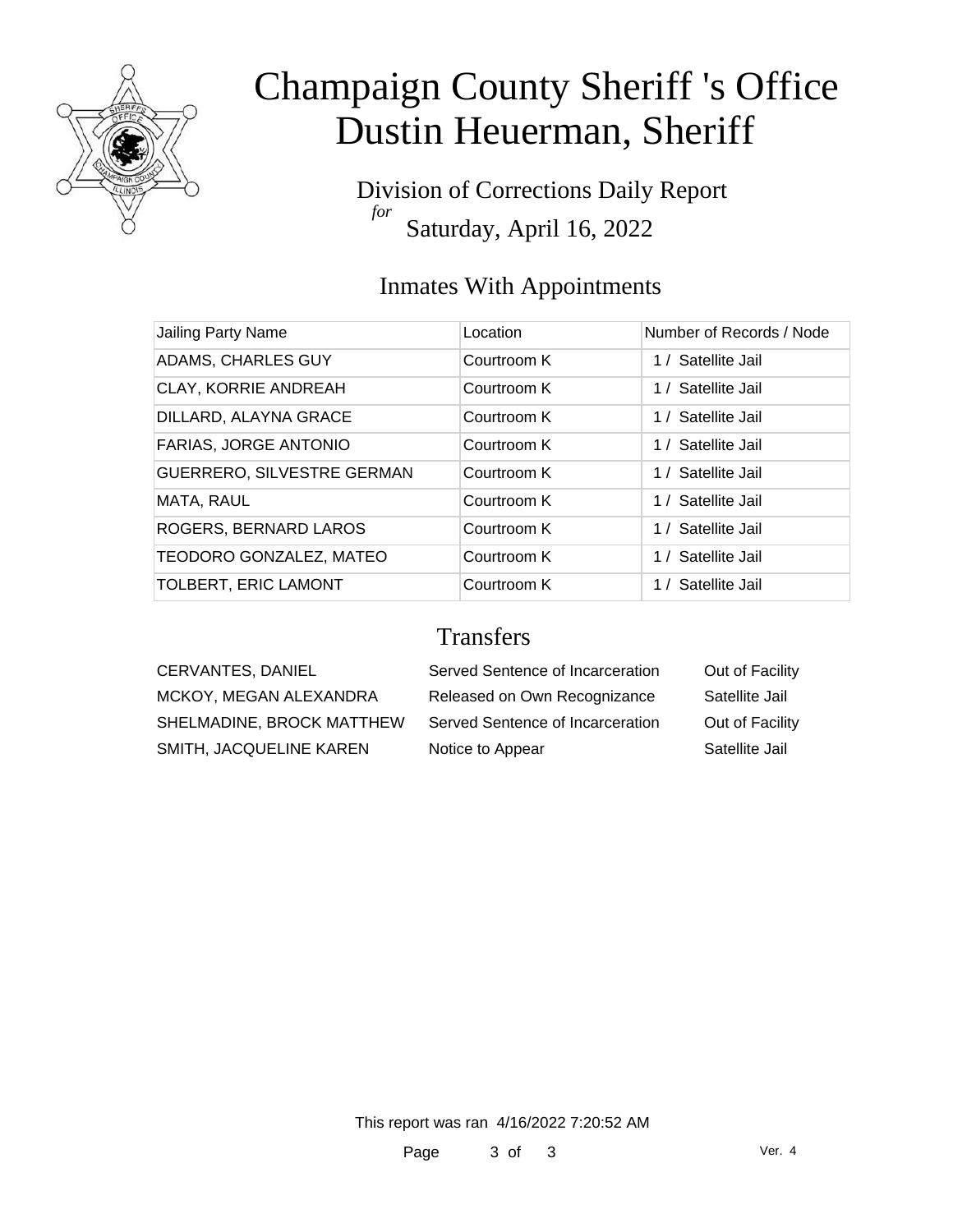# Champaign County Sheriff 's Office
# Dustin Heuerman, Sheriff

Division of Corrections Daily Report

*for*

Saturday, April 16, 2022

## Inmates With Appointments

| Jailing Party Name | Location | Number of Records / Node |
|---|---|---|
| ADAMS, CHARLES GUY | Courtroom K | 1 / Satellite Jail |
| CLAY, KORRIE ANDREAH | Courtroom K | 1 / Satellite Jail |
| DILLARD, ALAYNA GRACE | Courtroom K | 1 / Satellite Jail |
| FARIAS, JORGE ANTONIO | Courtroom K | 1 / Satellite Jail |
| GUERRERO, SILVESTRE GERMAN | Courtroom K | 1 / Satellite Jail |
| MATA, RAUL | Courtroom K | 1 / Satellite Jail |
| ROGERS, BERNARD LAROS | Courtroom K | 1 / Satellite Jail |
| TEODORO GONZALEZ, MATEO | Courtroom K | 1 / Satellite Jail |
| TOLBERT, ERIC LAMONT | Courtroom K | 1 / Satellite Jail |

## Transfers

| | | |
|---|---|---|
| CERVANTES, DANIEL | Served Sentence of Incarceration | Out of Facility |
| MCKOY, MEGAN ALEXANDRA | Released on Own Recognizance | Satellite Jail |
| SHELMADINE, BROCK MATTHEW | Served Sentence of Incarceration | Out of Facility |
| SMITH, JACQUELINE KAREN | Notice to Appear | Satellite Jail |

This report was ran 4/16/2022 7:20:52 AM